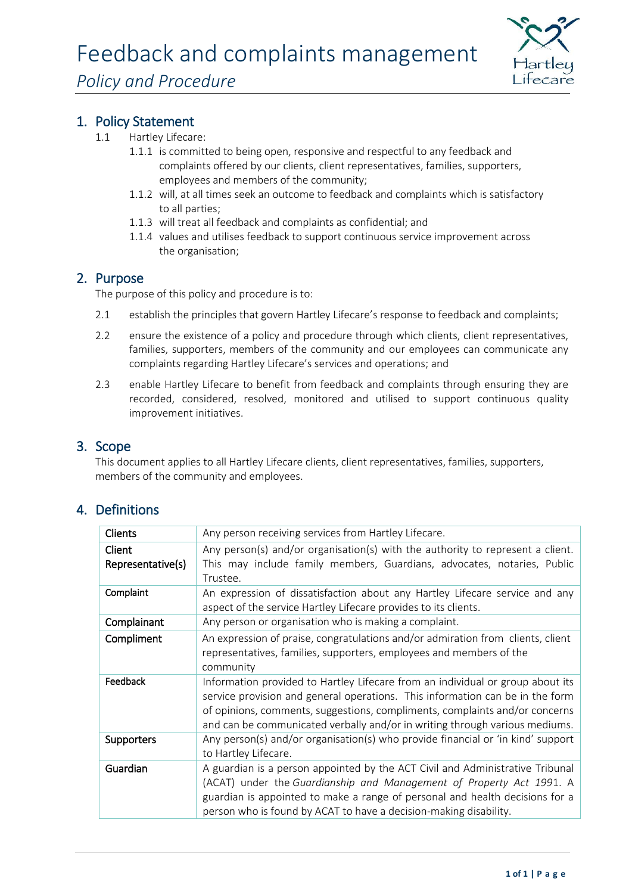# Feedback and complaints management

*Policy and Procedure*

## 1. Policy Statement

1.1 Hartley Lifecare:

- 1.1.1 is committed to being open, responsive and respectful to any feedback and complaints offered by our clients, client representatives, families, supporters, employees and members of the community;
- 1.1.2 will, at all times seek an outcome to feedback and complaints which is satisfactory to all parties;
- 1.1.3 will treat all feedback and complaints as confidential; and
- 1.1.4 values and utilises feedback to support continuous service improvement across the organisation;

## 2. Purpose

The purpose of this policy and procedure is to:

2.1 establish the principles that govern Hartley Lifecare's response to feedback and complaints;

2.2 ensure the existence of a policy and procedure through which clients, client representatives, families, supporters, members of the community and our employees can communicate any complaints regarding Hartley Lifecare's services and operations; and

2.3 enable Hartley Lifecare to benefit from feedback and complaints through ensuring they are recorded, considered, resolved, monitored and utilised to support continuous quality improvement initiatives.

## 3. Scope

This document applies to all Hartley Lifecare clients, client representatives, families, supporters, members of the community and employees.

## 4. Definitions

| | |
|---|---|
| **Clients** | Any person receiving services from Hartley Lifecare. |
| **Client Representative(s)** | Any person(s) and/or organisation(s) with the authority to represent a client. This may include family members, Guardians, advocates, notaries, Public Trustee. |
| **Complaint** | An expression of dissatisfaction about any Hartley Lifecare service and any aspect of the service Hartley Lifecare provides to its clients. |
| **Complainant** | Any person or organisation who is making a complaint. |
| **Compliment** | An expression of praise, congratulations and/or admiration from clients, client representatives, families, supporters, employees and members of the community |
| **Feedback** | Information provided to Hartley Lifecare from an individual or group about its service provision and general operations. This information can be in the form of opinions, comments, suggestions, compliments, complaints and/or concerns and can be communicated verbally and/or in writing through various mediums. |
| **Supporters** | Any person(s) and/or organisation(s) who provide financial or 'in kind' support to Hartley Lifecare. |
| **Guardian** | A guardian is a person appointed by the ACT Civil and Administrative Tribunal (ACAT) under the *Guardianship and Management of Property Act 1991*. A guardian is appointed to make a range of personal and health decisions for a person who is found by ACAT to have a decision-making disability. |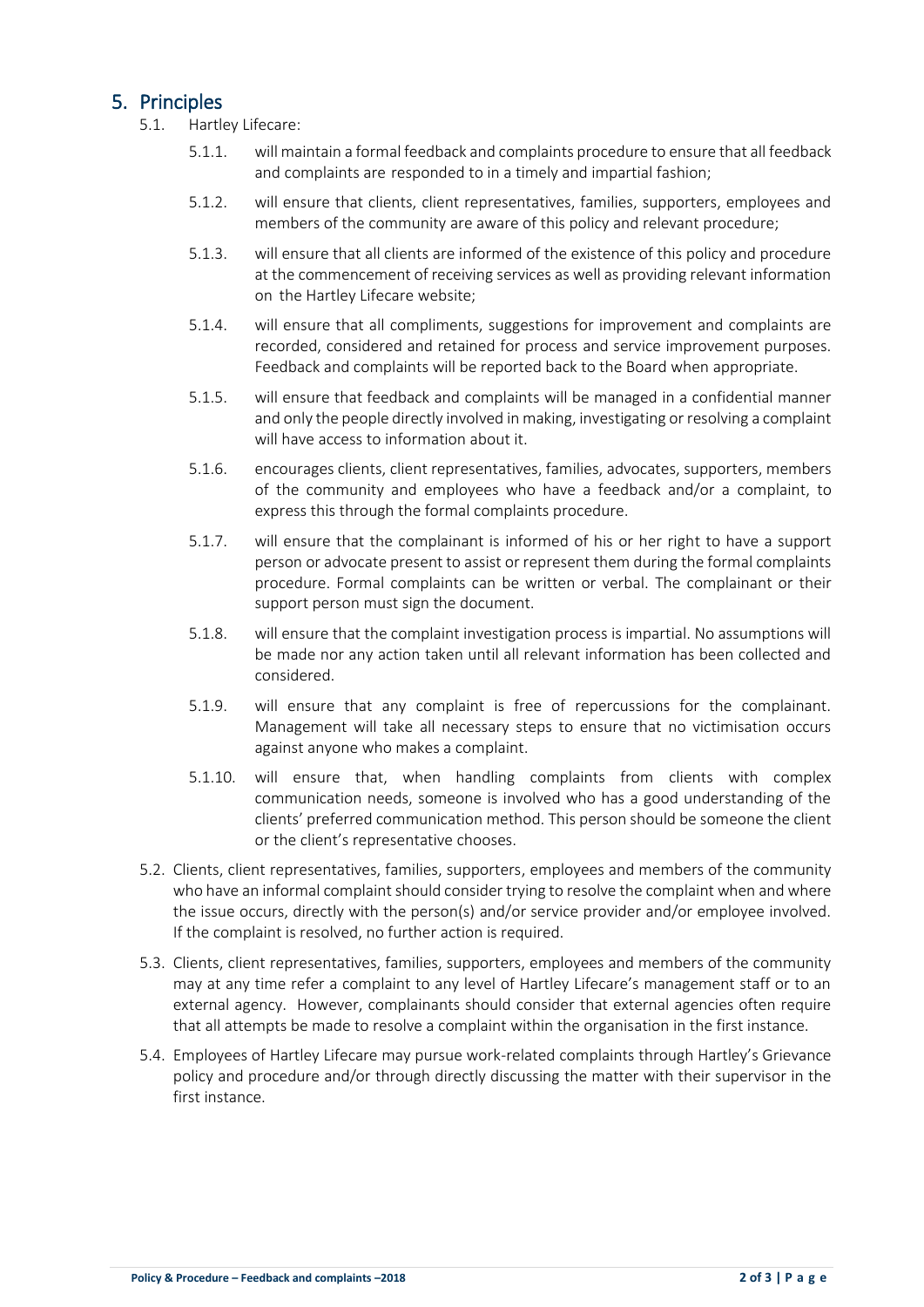## 5. Principles

5.1. Hartley Lifecare:

5.1.1. will maintain a formal feedback and complaints procedure to ensure that all feedback and complaints are responded to in a timely and impartial fashion;

5.1.2. will ensure that clients, client representatives, families, supporters, employees and members of the community are aware of this policy and relevant procedure;

5.1.3. will ensure that all clients are informed of the existence of this policy and procedure at the commencement of receiving services as well as providing relevant information on the Hartley Lifecare website;

5.1.4. will ensure that all compliments, suggestions for improvement and complaints are recorded, considered and retained for process and service improvement purposes. Feedback and complaints will be reported back to the Board when appropriate.

5.1.5. will ensure that feedback and complaints will be managed in a confidential manner and only the people directly involved in making, investigating or resolving a complaint will have access to information about it.

5.1.6. encourages clients, client representatives, families, advocates, supporters, members of the community and employees who have a feedback and/or a complaint, to express this through the formal complaints procedure.

5.1.7. will ensure that the complainant is informed of his or her right to have a support person or advocate present to assist or represent them during the formal complaints procedure. Formal complaints can be written or verbal. The complainant or their support person must sign the document.

5.1.8. will ensure that the complaint investigation process is impartial. No assumptions will be made nor any action taken until all relevant information has been collected and considered.

5.1.9. will ensure that any complaint is free of repercussions for the complainant. Management will take all necessary steps to ensure that no victimisation occurs against anyone who makes a complaint.

5.1.10. will ensure that, when handling complaints from clients with complex communication needs, someone is involved who has a good understanding of the clients' preferred communication method. This person should be someone the client or the client's representative chooses.

5.2. Clients, client representatives, families, supporters, employees and members of the community who have an informal complaint should consider trying to resolve the complaint when and where the issue occurs, directly with the person(s) and/or service provider and/or employee involved. If the complaint is resolved, no further action is required.

5.3. Clients, client representatives, families, supporters, employees and members of the community may at any time refer a complaint to any level of Hartley Lifecare's management staff or to an external agency. However, complainants should consider that external agencies often require that all attempts be made to resolve a complaint within the organisation in the first instance.

5.4. Employees of Hartley Lifecare may pursue work-related complaints through Hartley's Grievance policy and procedure and/or through directly discussing the matter with their supervisor in the first instance.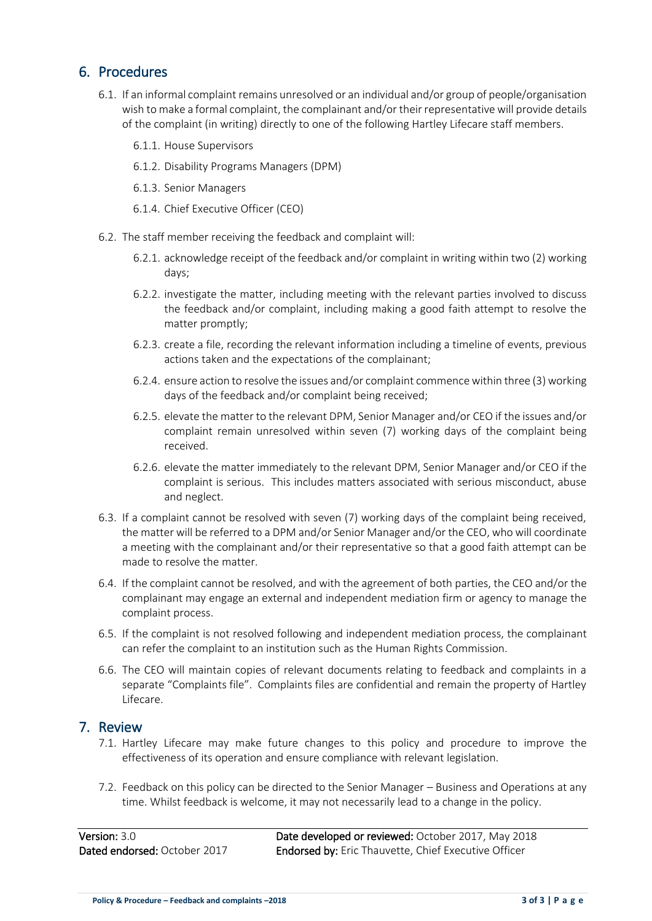## 6. Procedures

6.1. If an informal complaint remains unresolved or an individual and/or group of people/organisation wish to make a formal complaint, the complainant and/or their representative will provide details of the complaint (in writing) directly to one of the following Hartley Lifecare staff members.

6.1.1. House Supervisors

6.1.2. Disability Programs Managers (DPM)

6.1.3. Senior Managers

6.1.4. Chief Executive Officer (CEO)

6.2. The staff member receiving the feedback and complaint will:

6.2.1. acknowledge receipt of the feedback and/or complaint in writing within two (2) working days;

6.2.2. investigate the matter, including meeting with the relevant parties involved to discuss the feedback and/or complaint, including making a good faith attempt to resolve the matter promptly;

6.2.3. create a file, recording the relevant information including a timeline of events, previous actions taken and the expectations of the complainant;

6.2.4. ensure action to resolve the issues and/or complaint commence within three (3) working days of the feedback and/or complaint being received;

6.2.5. elevate the matter to the relevant DPM, Senior Manager and/or CEO if the issues and/or complaint remain unresolved within seven (7) working days of the complaint being received.

6.2.6. elevate the matter immediately to the relevant DPM, Senior Manager and/or CEO if the complaint is serious. This includes matters associated with serious misconduct, abuse and neglect.

6.3. If a complaint cannot be resolved with seven (7) working days of the complaint being received, the matter will be referred to a DPM and/or Senior Manager and/or the CEO, who will coordinate a meeting with the complainant and/or their representative so that a good faith attempt can be made to resolve the matter.

6.4. If the complaint cannot be resolved, and with the agreement of both parties, the CEO and/or the complainant may engage an external and independent mediation firm or agency to manage the complaint process.

6.5. If the complaint is not resolved following and independent mediation process, the complainant can refer the complaint to an institution such as the Human Rights Commission.

6.6. The CEO will maintain copies of relevant documents relating to feedback and complaints in a separate "Complaints file". Complaints files are confidential and remain the property of Hartley Lifecare.

## 7. Review

7.1. Hartley Lifecare may make future changes to this policy and procedure to improve the effectiveness of its operation and ensure compliance with relevant legislation.

7.2. Feedback on this policy can be directed to the Senior Manager – Business and Operations at any time. Whilst feedback is welcome, it may not necessarily lead to a change in the policy.

| | |
|---|---|
| **Version:** 3.0 | **Date developed or reviewed:** October 2017, May 2018 |
| **Dated endorsed:** October 2017 | **Endorsed by:** Eric Thauvette, Chief Executive Officer |